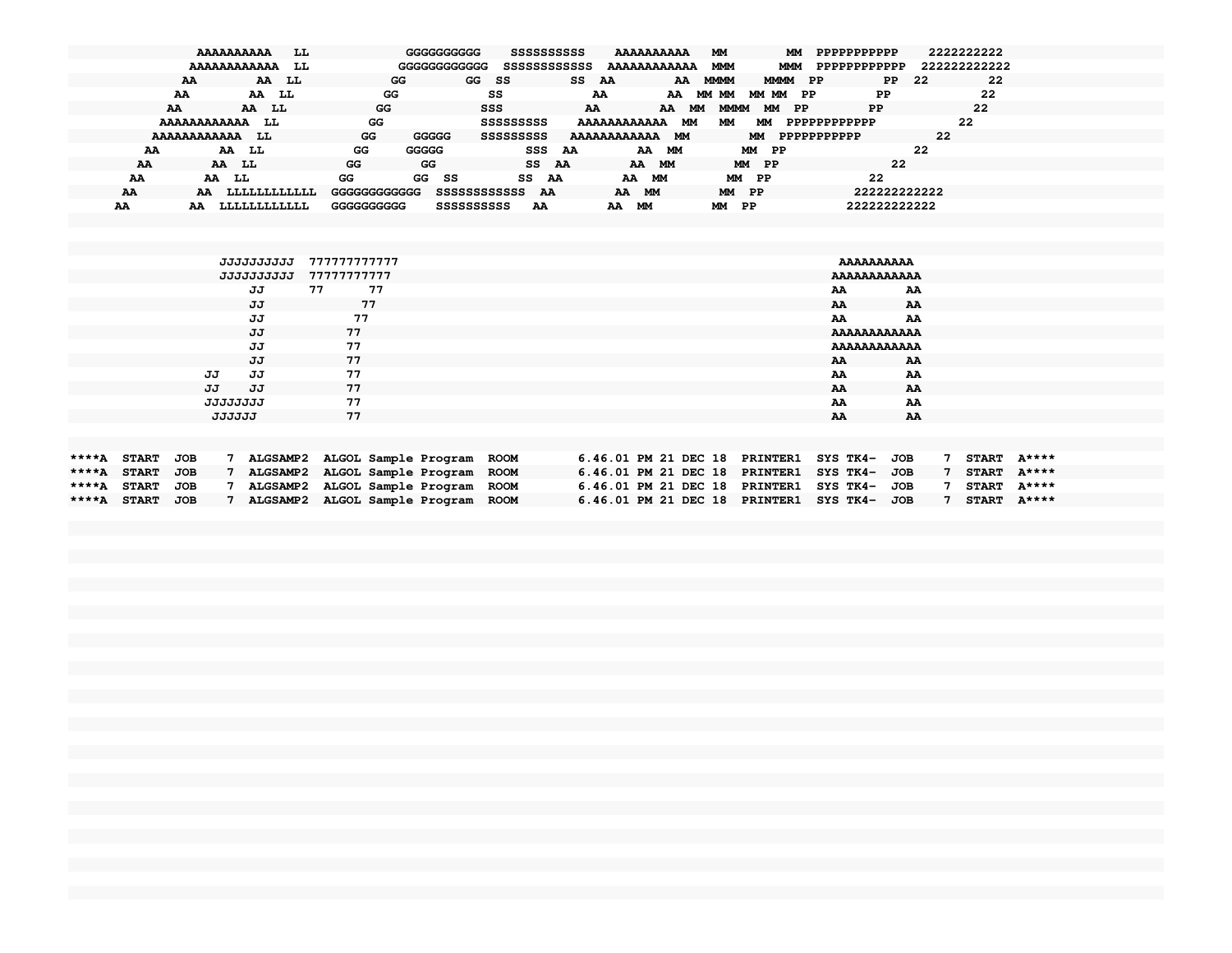```
                 AAAAAAAAAA   LL             GGGGGGGGGG    SSSSSSSSS    AAAAAAAAAA   MM        MM  PPPPPPPPPPP    2222222222
                AAAAAAAAAAAA  LL            GGGGGGGGGGGG  SSSSSSSSSSS  AAAAAAAAAAAA  MMM      MMM  PPPPPPPPPPPP  222222222222
               AA        AA  LL           GG        GG  SS        SS  AA        AA  MMMM    MMMM  PP        PP  22        22
              AA        AA  LL           GG            SS            AA        AA  MM MM  MM MM  PP        PP            22
             AA        AA  LL           GG            SSS           AA        AA  MM  MMMM  MM  PP        PP            22
            AAAAAAAAAAAA  LL           GG            SSSSSSSSS    AAAAAAAAAAAA  MM    MM    MM  PPPPPPPPPPP            22
           AAAAAAAAAAAA  LL           GG     GGGGG    SSSSSSSSS  AAAAAAAAAAAA  MM         MM  PPPPPPPPPP            22
          AA        AA  LL           GG     GGGGG           SSS  AA        AA  MM        MM  PP                    22
         AA        AA  LL           GG        GG           SS  AA        AA  MM        MM  PP                  22
        AA        AA  LL           GG        GG  SS        SS  AA        AA  MM        MM  PP                22
       AA        AA  LLLLLLLLLLL  GGGGGGGGGGGG  SSSSSSSSSSS  AA        AA  MM        MM  PP               222222222222
      AA        AA  LLLLLLLLLLL  GGGGGGGGGG    SSSSSSSSS   AA        AA  MM        MM  PP              222222222222



                   JJJJJJJJJJ  777777777777                                                             AAAAAAAAAA
                   JJJJJJJJJJ  77777777777                                                             AAAAAAAAAAAA
                       JJ      77      77                                                              AA        AA
                       JJ             77                                                               AA        AA
                       JJ            77                                                                AA        AA
                       JJ           77                                                                 AAAAAAAAAAAA
                       JJ           77                                                                 AAAAAAAAAAAA
                       JJ           77                                                                 AA        AA
                 JJ    JJ           77                                                                 AA        AA
                 JJ    JJ           77                                                                 AA        AA
                 JJJJJJJJ           77                                                                 AA        AA
                  JJJJJJ            77                                                                 AA        AA


****A  START  JOB    7  ALGSAMP2  ALGOL Sample Program  ROOM       6.46.01 PM 21 DEC 18  PRINTER1  SYS TK4-  JOB    7  START  A****
****A  START  JOB    7  ALGSAMP2  ALGOL Sample Program  ROOM       6.46.01 PM 21 DEC 18  PRINTER1  SYS TK4-  JOB    7  START  A****
****A  START  JOB    7  ALGSAMP2  ALGOL Sample Program  ROOM       6.46.01 PM 21 DEC 18  PRINTER1  SYS TK4-  JOB    7  START  A****
****A  START  JOB    7  ALGSAMP2  ALGOL Sample Program  ROOM       6.46.01 PM 21 DEC 18  PRINTER1  SYS TK4-  JOB    7  START  A****
```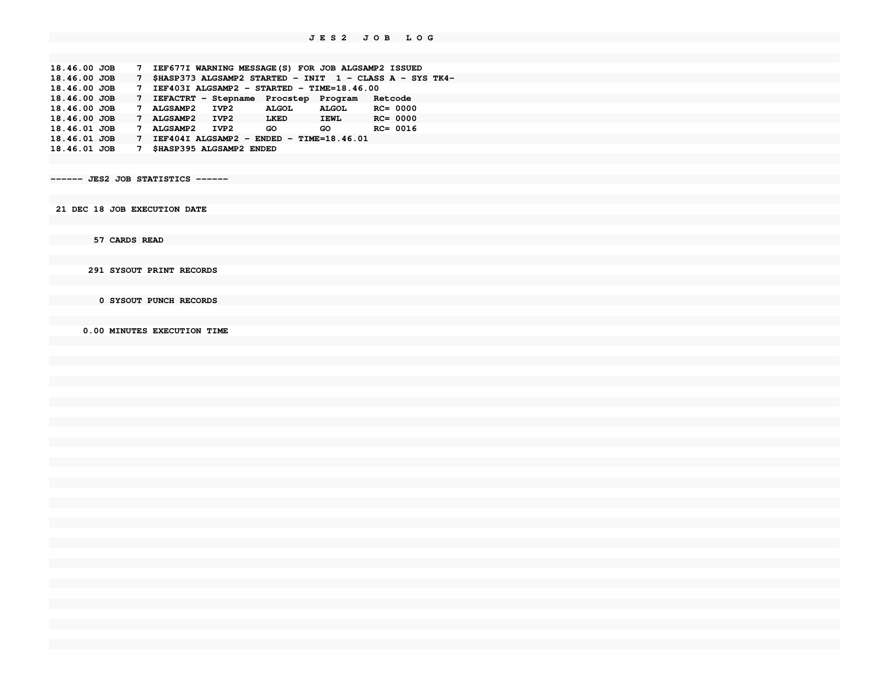J E S 2   J O B   L O G

```
18.46.00 JOB    7  IEF677I WARNING MESSAGE(S) FOR JOB ALGSAMP2 ISSUED
18.46.00 JOB    7  $HASP373 ALGSAMP2 STARTED - INIT  1 - CLASS A - SYS TK4-
18.46.00 JOB    7  IEF403I ALGSAMP2 - STARTED - TIME=18.46.00
18.46.00 JOB    7  IEFACTRT - Stepname  Procstep  Program   Retcode
18.46.00 JOB    7  ALGSAMP2   IVP2      ALGOL     ALGOL     RC= 0000
18.46.00 JOB    7  ALGSAMP2   IVP2      LKED      IEWL      RC= 0000
18.46.01 JOB    7  ALGSAMP2   IVP2      GO        GO        RC= 0016
18.46.01 JOB    7  IEF404I ALGSAMP2 - ENDED - TIME=18.46.01
18.46.01 JOB    7  $HASP395 ALGSAMP2 ENDED
```

```
------ JES2 JOB STATISTICS ------

 21 DEC 18 JOB EXECUTION DATE

        57 CARDS READ

       291 SYSOUT PRINT RECORDS

         0 SYSOUT PUNCH RECORDS

      0.00 MINUTES EXECUTION TIME
```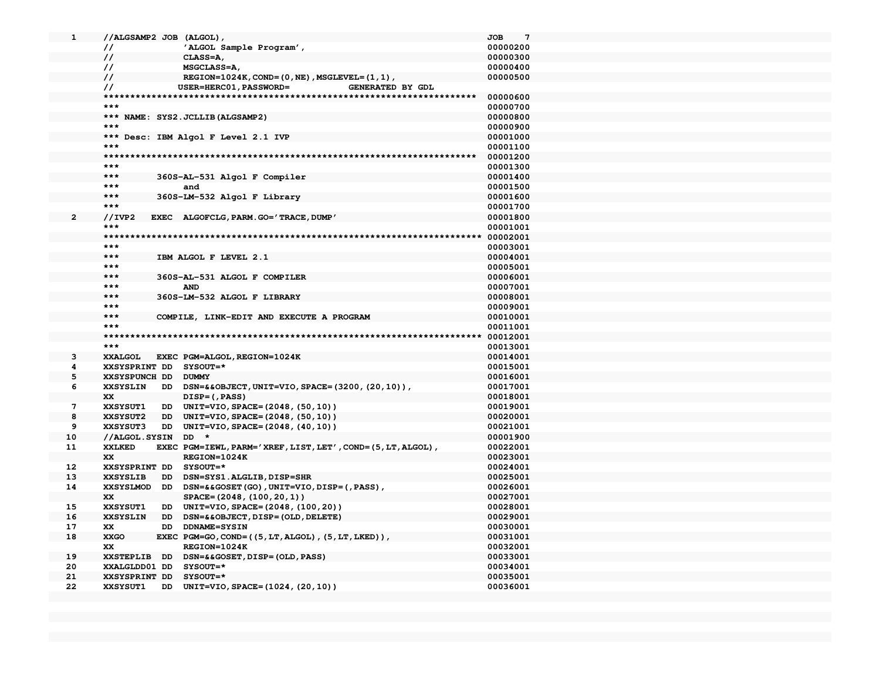```
  1     //ALGSAMP2 JOB (ALGOL),                                                   JOB    7
        //             'ALGOL Sample Program',                                    00000200
        //             CLASS=A,                                                   00000300
        //             MSGCLASS=A,                                                00000400
        //             REGION=1024K,COND=(0,NE),MSGLEVEL=(1,1),                   00000500
        //            USER=HERC01,PASSWORD=           GENERATED BY GDL
        ********************************************************************** 00000600
        ***                                                                       00000700
        *** NAME: SYS2.JCLLIB(ALGSAMP2)                                           00000800
        ***                                                                       00000900
        *** Desc: IBM Algol F Level 2.1 IVP                                       00001000
        ***                                                                       00001100
        ********************************************************************** 00001200
        ***                                                                       00001300
        ***        360S-AL-531 Algol F Compiler                                   00001400
        ***             and                                                       00001500
        ***        360S-LM-532 Algol F Library                                    00001600
        ***                                                                       00001700
  2     //IVP2   EXEC  ALGOFCLG,PARM.GO='TRACE,DUMP'                              00001800
        ***                                                                       00001001
        *********************************************************************** 00002001
        ***                                                                       00003001
        ***        IBM ALGOL F LEVEL 2.1                                          00004001
        ***                                                                       00005001
        ***        360S-AL-531 ALGOL F COMPILER                                   00006001
        ***             AND                                                       00007001
        ***        360S-LM-532 ALGOL F LIBRARY                                    00008001
        ***                                                                       00009001
        ***        COMPILE, LINK-EDIT AND EXECUTE A PROGRAM                       00010001
        ***                                                                       00011001
        *********************************************************************** 00012001
        ***                                                                       00013001
  3     XXALGOL   EXEC PGM=ALGOL,REGION=1024K                                     00014001
  4     XXSYSPRINT DD  SYSOUT=*                                                   00015001
  5     XXSYSPUNCH DD  DUMMY                                                      00016001
  6     XXSYSLIN   DD  DSN=&&OBJECT,UNIT=VIO,SPACE=(3200,(20,10)),                00017001
        XX             DISP=(,PASS)                                               00018001
  7     XXSYSUT1   DD  UNIT=VIO,SPACE=(2048,(50,10))                              00019001
  8     XXSYSUT2   DD  UNIT=VIO,SPACE=(2048,(50,10))                              00020001
  9     XXSYSUT3   DD  UNIT=VIO,SPACE=(2048,(40,10))                              00021001
 10     //ALGOL.SYSIN  DD  *                                                      00001900
 11     XXLKED    EXEC PGM=IEWL,PARM='XREF,LIST,LET',COND=(5,LT,ALGOL),           00022001
        XX             REGION=1024K                                               00023001
 12     XXSYSPRINT DD  SYSOUT=*                                                   00024001
 13     XXSYSLIB   DD  DSN=SYS1.ALGLIB,DISP=SHR                                   00025001
 14     XXSYSLMOD  DD  DSN=&&GOSET(GO),UNIT=VIO,DISP=(,PASS),                     00026001
        XX             SPACE=(2048,(100,20,1))                                    00027001
 15     XXSYSUT1   DD  UNIT=VIO,SPACE=(2048,(100,20))                             00028001
 16     XXSYSLIN   DD  DSN=&&OBJECT,DISP=(OLD,DELETE)                             00029001
 17     XX         DD  DDNAME=SYSIN                                               00030001
 18     XXGO      EXEC PGM=GO,COND=((5,LT,ALGOL),(5,LT,LKED)),                    00031001
        XX             REGION=1024K                                               00032001
 19     XXSTEPLIB  DD  DSN=&&GOSET,DISP=(OLD,PASS)                                00033001
 20     XXALGLDD01 DD  SYSOUT=*                                                   00034001
 21     XXSYSPRINT DD  SYSOUT=*                                                   00035001
 22     XXSYSUT1   DD  UNIT=VIO,SPACE=(1024,(20,10))                              00036001
```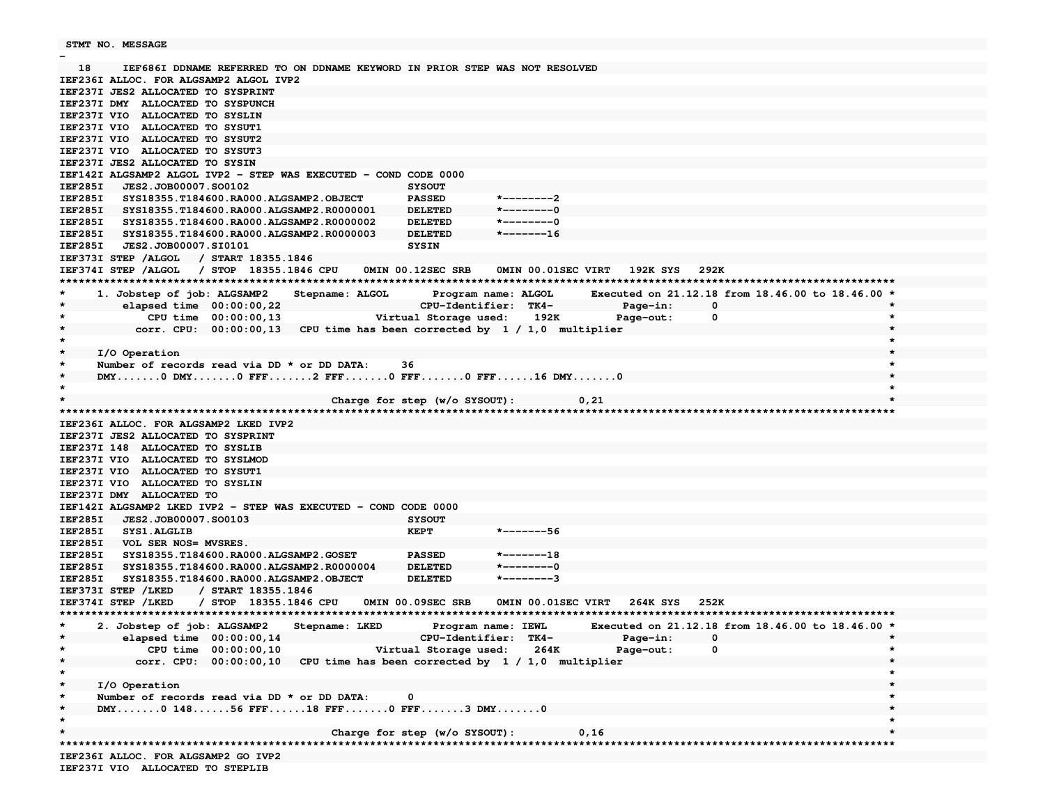```
 STMT NO. MESSAGE
-
   18     IEF686I DDNAME REFERRED TO ON DDNAME KEYWORD IN PRIOR STEP WAS NOT RESOLVED
IEF236I ALLOC. FOR ALGSAMP2 ALGOL IVP2
IEF237I JES2 ALLOCATED TO SYSPRINT
IEF237I DMY  ALLOCATED TO SYSPUNCH
IEF237I VIO  ALLOCATED TO SYSLIN
IEF237I VIO  ALLOCATED TO SYSUT1
IEF237I VIO  ALLOCATED TO SYSUT2
IEF237I VIO  ALLOCATED TO SYSUT3
IEF237I JES2 ALLOCATED TO SYSIN
IEF142I ALGSAMP2 ALGOL IVP2 - STEP WAS EXECUTED - COND CODE 0000
IEF285I   JES2.JOB00007.SO0102                         SYSOUT
IEF285I   SYS18355.T184600.RA000.ALGSAMP2.OBJECT       PASSED        *--------2
IEF285I   SYS18355.T184600.RA000.ALGSAMP2.R0000001     DELETED       *--------0
IEF285I   SYS18355.T184600.RA000.ALGSAMP2.R0000002     DELETED       *--------0
IEF285I   SYS18355.T184600.RA000.ALGSAMP2.R0000003     DELETED       *-------16
IEF285I   JES2.JOB00007.SI0101                         SYSIN
IEF373I STEP /ALGOL   / START 18355.1846
IEF374I STEP /ALGOL   / STOP  18355.1846 CPU    0MIN 00.12SEC SRB    0MIN 00.01SEC VIRT   192K SYS   292K
************************************************************************************************************************
*     1. Jobstep of job: ALGSAMP2    Stepname: ALGOL       Program name: ALGOL      Executed on 21.12.18 from 18.46.00 to 18.46.00 *
*         elapsed time  00:00:00,22                     CPU-Identifier:  TK4-           Page-in:      0                    *
*            CPU time  00:00:00,13               Virtual Storage used:    192K         Page-out:      0                    *
*          corr. CPU:  00:00:00,13   CPU time has been corrected by  1 / 1,0  multiplier                                    *
*                                                                                                                          *
*     I/O Operation                                                                                                        *
*     Number of records read via DD * or DD DATA:     36                                                                   *
*     DMY.......0 DMY.......0 FFF.......2 FFF.......0 FFF.......0 FFF......16 DMY.......0                                  *
*                                                                                                                          *
*                                      Charge for step (w/o SYSOUT):          0,21                                         *
************************************************************************************************************************
IEF236I ALLOC. FOR ALGSAMP2 LKED IVP2
IEF237I JES2 ALLOCATED TO SYSPRINT
IEF237I 148  ALLOCATED TO SYSLIB
IEF237I VIO  ALLOCATED TO SYSLMOD
IEF237I VIO  ALLOCATED TO SYSUT1
IEF237I VIO  ALLOCATED TO SYSLIN
IEF237I DMY  ALLOCATED TO
IEF142I ALGSAMP2 LKED IVP2 - STEP WAS EXECUTED - COND CODE 0000
IEF285I   JES2.JOB00007.SO0103                         SYSOUT
IEF285I   SYS1.ALGLIB                                  KEPT          *-------56
IEF285I   VOL SER NOS= MVSRES.
IEF285I   SYS18355.T184600.RA000.ALGSAMP2.GOSET        PASSED        *-------18
IEF285I   SYS18355.T184600.RA000.ALGSAMP2.R0000004     DELETED       *--------0
IEF285I   SYS18355.T184600.RA000.ALGSAMP2.OBJECT       DELETED       *--------3
IEF373I STEP /LKED    / START 18355.1846
IEF374I STEP /LKED    / STOP  18355.1846 CPU    0MIN 00.09SEC SRB    0MIN 00.01SEC VIRT   264K SYS   252K
************************************************************************************************************************
*     2. Jobstep of job: ALGSAMP2    Stepname: LKED        Program name: IEWL       Executed on 21.12.18 from 18.46.00 to 18.46.00 *
*         elapsed time  00:00:00,14                     CPU-Identifier:  TK4-           Page-in:      0                    *
*            CPU time  00:00:00,10               Virtual Storage used:    264K         Page-out:      0                    *
*          corr. CPU:  00:00:00,10   CPU time has been corrected by  1 / 1,0  multiplier                                    *
*                                                                                                                          *
*     I/O Operation                                                                                                        *
*     Number of records read via DD * or DD DATA:     0                                                                    *
*     DMY.......0 148......56 FFF......18 FFF.......0 FFF.......3 DMY.......0                                              *
*                                                                                                                          *
*                                      Charge for step (w/o SYSOUT):          0,16                                         *
************************************************************************************************************************
IEF236I ALLOC. FOR ALGSAMP2 GO IVP2
IEF237I VIO  ALLOCATED TO STEPLIB
```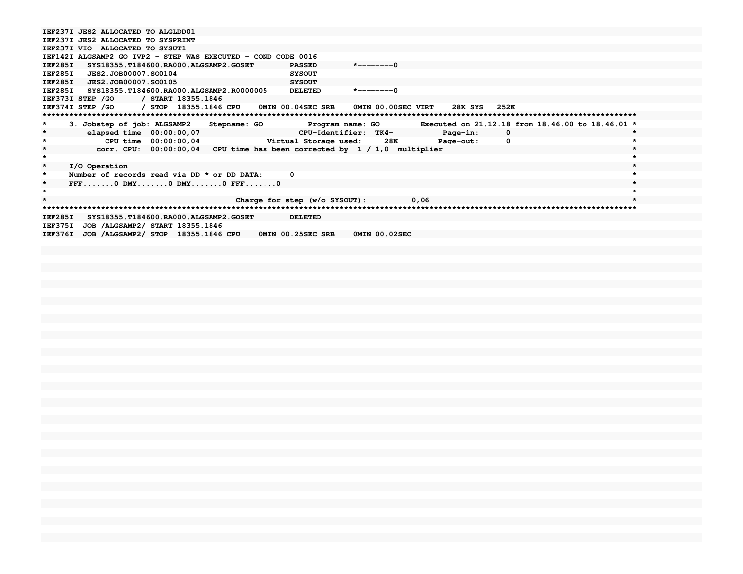```
IEF237I JES2 ALLOCATED TO ALGLDD01
IEF237I JES2 ALLOCATED TO SYSPRINT
IEF237I VIO  ALLOCATED TO SYSUT1
IEF142I ALGSAMP2 GO IVP2 - STEP WAS EXECUTED - COND CODE 0016
IEF285I   SYS18355.T184600.RA000.ALGSAMP2.GOSET        PASSED       *--------0
IEF285I   JES2.JOB00007.SO0104                          SYSOUT
IEF285I   JES2.JOB00007.SO0105                          SYSOUT
IEF285I   SYS18355.T184600.RA000.ALGSAMP2.R0000005     DELETED      *--------0
IEF373I STEP /GO      / START 18355.1846
IEF374I STEP /GO      / STOP  18355.1846 CPU    0MIN 00.04SEC SRB    0MIN 00.00SEC VIRT    28K SYS   252K
*************************************************************************************************************************************
*     3. Jobstep of job: ALGSAMP2    Stepname: GO          Program name: GO        Executed on 21.12.18 from 18.46.00 to 18.46.01 *
*         elapsed time  00:00:00,07                      CPU-Identifier:  TK4-          Page-in:      0                           *
*             CPU time  00:00:00,04               Virtual Storage used:     28K         Page-out:     0                           *
*           corr. CPU:  00:00:00,04   CPU time has been corrected by  1 / 1,0  multiplier                                         *
*                                                                                                                                   *
*     I/O Operation                                                                                                                 *
*     Number of records read via DD * or DD DATA:      0                                                                            *
*     FFF.......0 DMY.......0 DMY.......0 FFF.......0                                                                               *
*                                                                                                                                   *
*                                            Charge for step (w/o SYSOUT):          0,06                                          *
*************************************************************************************************************************************
IEF285I   SYS18355.T184600.RA000.ALGSAMP2.GOSET        DELETED
IEF375I  JOB /ALGSAMP2/ START 18355.1846
IEF376I  JOB /ALGSAMP2/ STOP  18355.1846 CPU    0MIN 00.25SEC SRB    0MIN 00.02SEC
```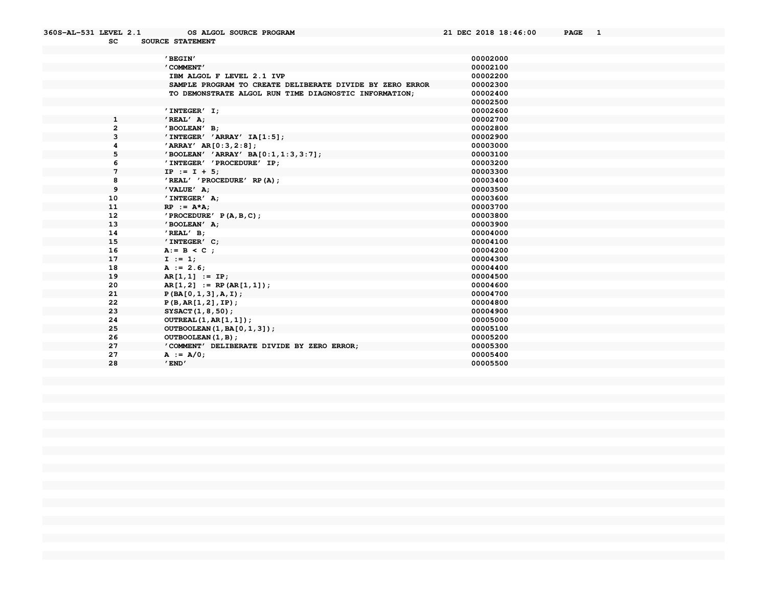```
360S-AL-531 LEVEL 2.1          OS ALGOL SOURCE PROGRAM                                21 DEC 2018 18:46:00      PAGE   1
         SC      SOURCE STATEMENT

                       'BEGIN'                                                          00002000
                       'COMMENT'                                                        00002100
                        IBM ALGOL F LEVEL 2.1 IVP                                       00002200
                        SAMPLE PROGRAM TO CREATE DELIBERATE DIVIDE BY ZERO ERROR        00002300
                        TO DEMONSTRATE ALGOL RUN TIME DIAGNOSTIC INFORMATION;           00002400
                                                                                        00002500
                       'INTEGER' I;                                                     00002600
          1            'REAL' A;                                                        00002700
          2            'BOOLEAN' B;                                                     00002800
          3            'INTEGER' 'ARRAY' IA[1:5];                                       00002900
          4            'ARRAY' AR[0:3,2:8];                                             00003000
          5            'BOOLEAN' 'ARRAY' BA[0:1,1:3,3:7];                               00003100
          6            'INTEGER' 'PROCEDURE' IP;                                        00003200
          7            IP := I + 5;                                                     00003300
          8            'REAL' 'PROCEDURE' RP(A);                                        00003400
          9            'VALUE' A;                                                       00003500
         10            'INTEGER' A;                                                     00003600
         11            RP := A*A;                                                       00003700
         12            'PROCEDURE' P(A,B,C);                                            00003800
         13            'BOOLEAN' A;                                                     00003900
         14            'REAL' B;                                                        00004000
         15            'INTEGER' C;                                                     00004100
         16            A:= B < C ;                                                      00004200
         17            I := 1;                                                          00004300
         18            A := 2.6;                                                        00004400
         19            AR[1,1] := IP;                                                   00004500
         20            AR[1,2] := RP(AR[1,1]);                                          00004600
         21            P(BA[0,1,3],A,I);                                                00004700
         22            P(B,AR[1,2],IP);                                                 00004800
         23            SYSACT(1,8,50);                                                  00004900
         24            OUTREAL(1,AR[1,1]);                                              00005000
         25            OUTBOOLEAN(1,BA[0,1,3]);                                         00005100
         26            OUTBOOLEAN(1,B);                                                 00005200
         27            'COMMENT' DELIBERATE DIVIDE BY ZERO ERROR;                       00005300
         27            A := A/0;                                                        00005400
         28            'END'                                                            00005500
```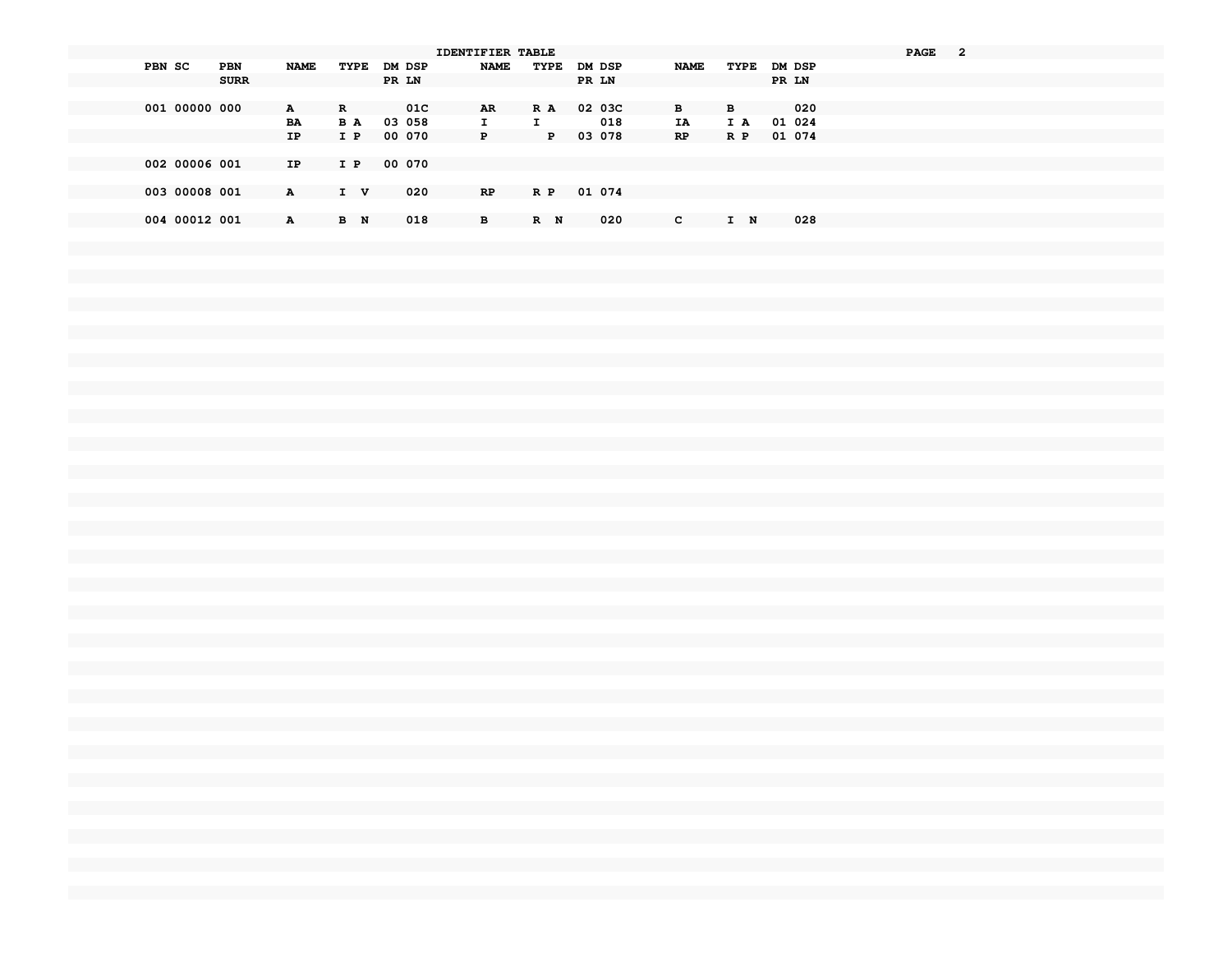# IDENTIFIER TABLE

| PBN | SC | PBN SURR | NAME | TYPE | DM PR | DSP LN | NAME | TYPE | DM PR | DSP LN | NAME | TYPE | DM PR | DSP LN |
|---|---|---|---|---|---|---|---|---|---|---|---|---|---|---|
| 001 | 00000 | 000 | A | R | | 01C | AR | R A | 02 | 03C | B | B | | 020 |
| | | | BA | B A | 03 | 058 | I | I | | 018 | IA | I A | 01 | 024 |
| | | | IP | I P | 00 | 070 | P | P | 03 | 078 | RP | R P | 01 | 074 |
| 002 | 00006 | 001 | IP | I P | 00 | 070 | | | | | | | | |
| 003 | 00008 | 001 | A | I V | | 020 | RP | R P | 01 | 074 | | | | |
| 004 | 00012 | 001 | A | B N | | 018 | B | R N | | 020 | C | I N | | 028 |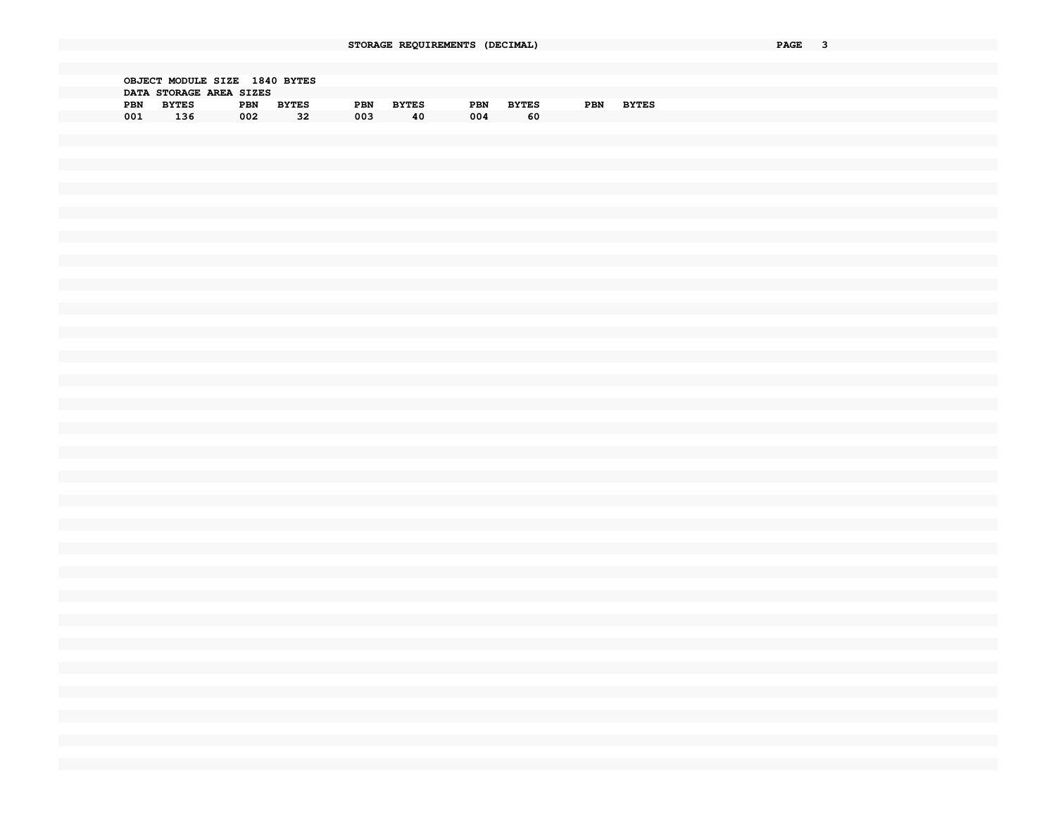## STORAGE REQUIREMENTS (DECIMAL)

OBJECT MODULE SIZE 1840 BYTES

DATA STORAGE AREA SIZES

| PBN | BYTES | PBN | BYTES | PBN | BYTES | PBN | BYTES | PBN | BYTES |
|---|---|---|---|---|---|---|---|---|---|
| 001 | 136 | 002 | 32 | 003 | 40 | 004 | 60 | | |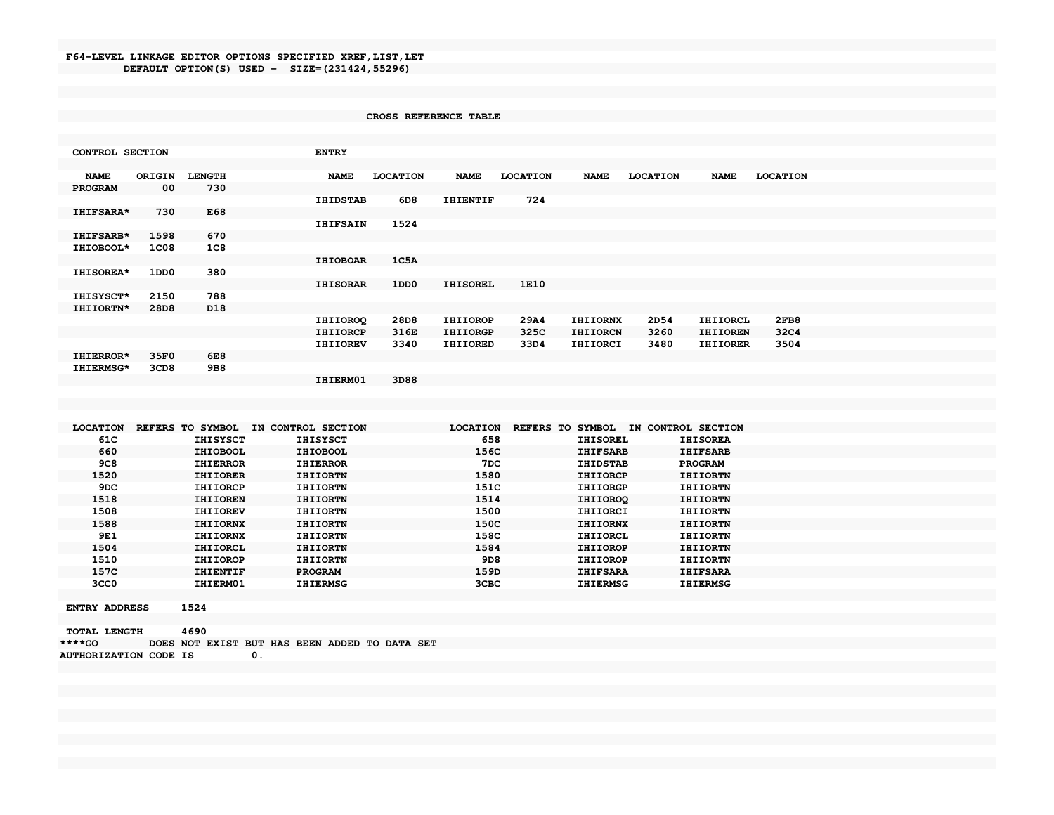F64-LEVEL LINKAGE EDITOR OPTIONS SPECIFIED XREF,LIST,LET
DEFAULT OPTION(S) USED - SIZE=(231424,55296)

CROSS REFERENCE TABLE

| CONTROL SECTION | | | ENTRY | | | | | | | |
|---|---|---|---|---|---|---|---|---|---|---|
| NAME | ORIGIN | LENGTH | NAME | LOCATION | NAME | LOCATION | NAME | LOCATION | NAME | LOCATION |
| PROGRAM | 00 | 730 | | | | | | | | |
| | | | IHIDSTAB | 6D8 | IHIENTIF | 724 | | | | |
| IHIFSARA* | 730 | E68 | | | | | | | | |
| | | | IHIFSAIN | 1524 | | | | | | |
| IHIFSARB* | 1598 | 670 | | | | | | | | |
| IHIOBOOL* | 1C08 | 1C8 | | | | | | | | |
| | | | IHIOBOAR | 1C5A | | | | | | |
| IHISOREA* | 1DD0 | 380 | | | | | | | | |
| | | | IHISORAR | 1DD0 | IHISOREL | 1E10 | | | | |
| IHISYSCT* | 2150 | 788 | | | | | | | | |
| IHIIORTN* | 28D8 | D18 | | | | | | | | |
| | | | IHIIOROQ | 28D8 | IHIIOROP | 29A4 | IHIIORNX | 2D54 | IHIIORCL | 2FB8 |
| | | | IHIIORCP | 316E | IHIIORGP | 325C | IHIIORCN | 3260 | IHIIOREN | 32C4 |
| | | | IHIIOREV | 3340 | IHIIORED | 33D4 | IHIIORCI | 3480 | IHIIORER | 3504 |
| IHIERROR* | 35F0 | 6E8 | | | | | | | | |
| IHIERMSG* | 3CD8 | 9B8 | | | | | | | | |
| | | | IHIERM01 | 3D88 | | | | | | |

| LOCATION | REFERS TO SYMBOL | IN CONTROL SECTION | LOCATION | REFERS TO SYMBOL | IN CONTROL SECTION |
|---|---|---|---|---|---|
| 61C | IHISYSCT | IHISYSCT | 658 | IHISOREL | IHISOREA |
| 660 | IHIOBOOL | IHIOBOOL | 156C | IHIFSARB | IHIFSARB |
| 9C8 | IHIERROR | IHIERROR | 7DC | IHIDSTAB | PROGRAM |
| 1520 | IHIIORER | IHIIORTN | 1580 | IHIIORCP | IHIIORTN |
| 9DC | IHIIORCP | IHIIORTN | 151C | IHIIORGP | IHIIORTN |
| 1518 | IHIIOREN | IHIIORTN | 1514 | IHIIOROQ | IHIIORTN |
| 1508 | IHIIOREV | IHIIORTN | 1500 | IHIIORCI | IHIIORTN |
| 1588 | IHIIORNX | IHIIORTN | 150C | IHIIORNX | IHIIORTN |
| 9E1 | IHIIORNX | IHIIORTN | 158C | IHIIORCL | IHIIORTN |
| 1504 | IHIIORCL | IHIIORTN | 1584 | IHIIOROP | IHIIORTN |
| 1510 | IHIIOROP | IHIIORTN | 9D8 | IHIIOROP | IHIIORTN |
| 157C | IHIENTIF | PROGRAM | 159D | IHIFSARA | IHIFSARA |
| 3CC0 | IHIERM01 | IHIERMSG | 3CBC | IHIERMSG | IHIERMSG |

ENTRY ADDRESS 1524

TOTAL LENGTH 4690

****GO DOES NOT EXIST BUT HAS BEEN ADDED TO DATA SET

AUTHORIZATION CODE IS 0.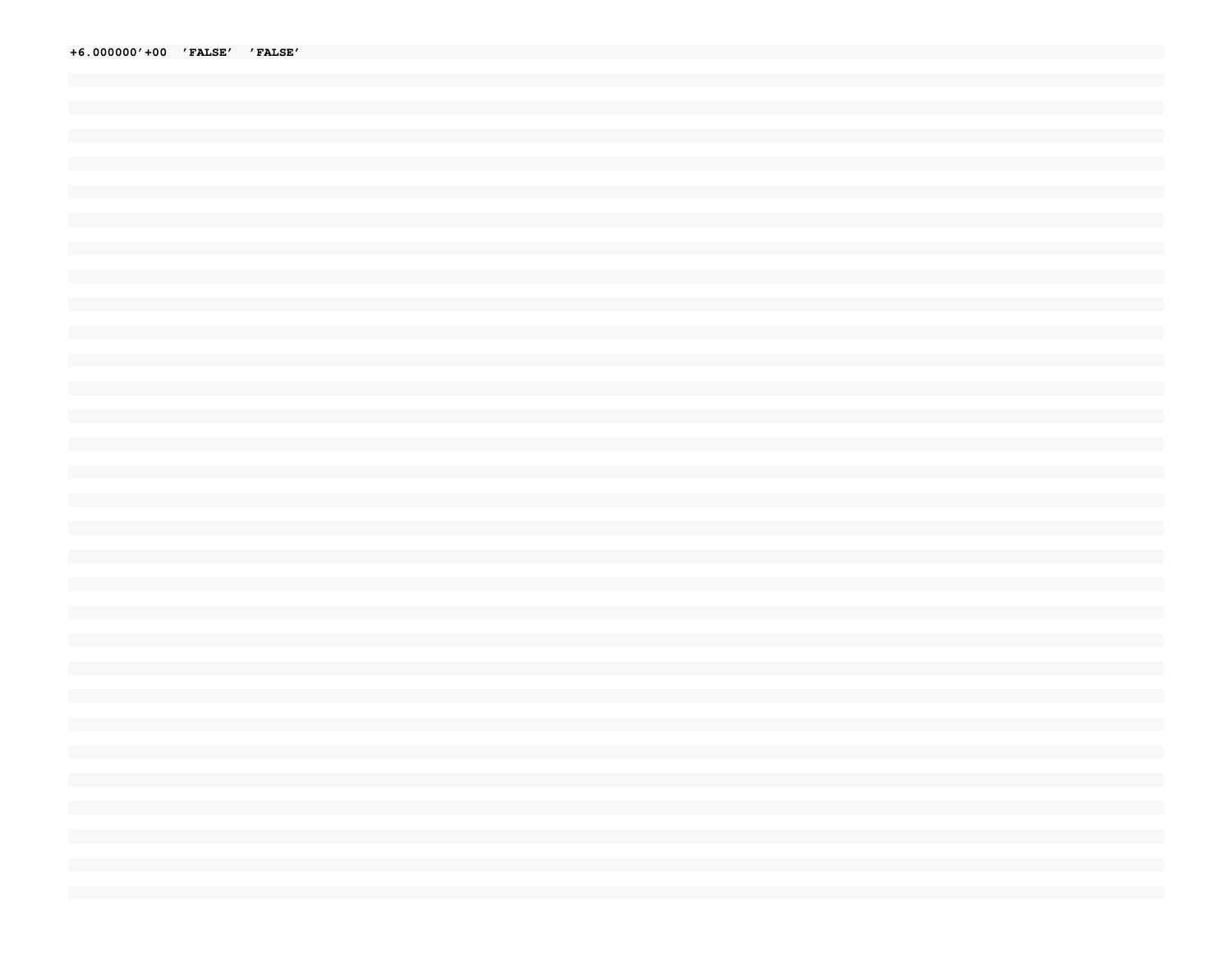```
+6.000000'+00  'FALSE'  'FALSE'
```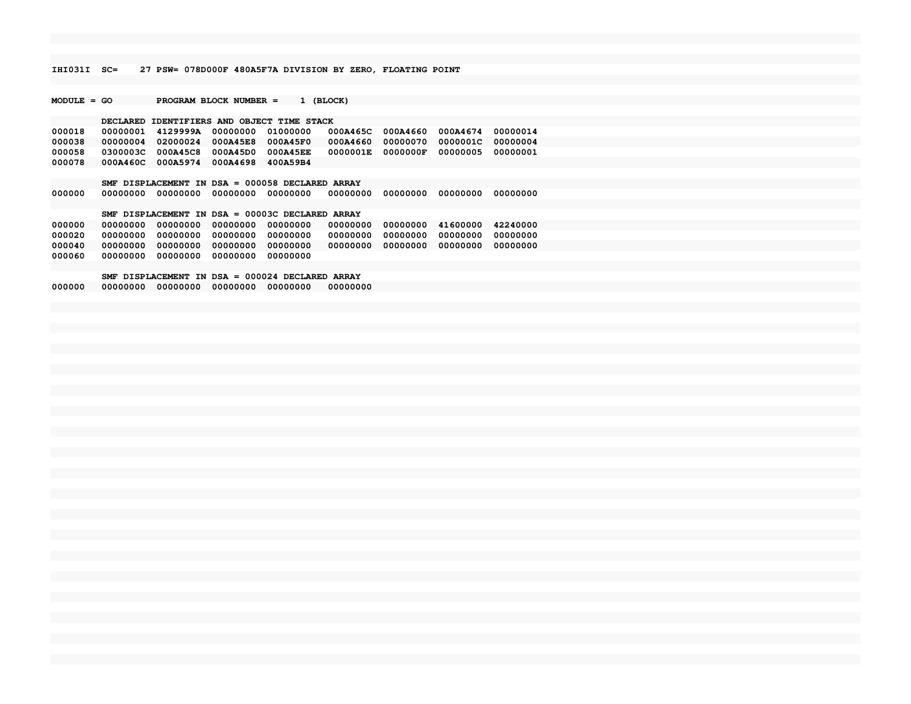```
IHI031I  SC=    27 PSW= 078D000F 480A5F7A DIVISION BY ZERO, FLOATING POINT


MODULE = GO        PROGRAM BLOCK NUMBER =    1 (BLOCK)

         DECLARED IDENTIFIERS AND OBJECT TIME STACK
000018   00000001  4129999A  00000000  01000000   000A465C  000A4660  000A4674  00000014
000038   00000004  02000024  000A45E8  000A45F0   000A4660  00000070  0000001C  00000004
000058   0300003C  000A45C8  000A45D0  000A45EE   0000001E  0000000F  00000005  00000001
000078   000A460C  000A5974  000A4698  400A59B4

         SMF DISPLACEMENT IN DSA = 000058 DECLARED ARRAY
000000   00000000  00000000  00000000  00000000   00000000  00000000  00000000  00000000

         SMF DISPLACEMENT IN DSA = 00003C DECLARED ARRAY
000000   00000000  00000000  00000000  00000000   00000000  00000000  41600000  42240000
000020   00000000  00000000  00000000  00000000   00000000  00000000  00000000  00000000
000040   00000000  00000000  00000000  00000000   00000000  00000000  00000000  00000000
000060   00000000  00000000  00000000  00000000

         SMF DISPLACEMENT IN DSA = 000024 DECLARED ARRAY
000000   00000000  00000000  00000000  00000000   00000000
```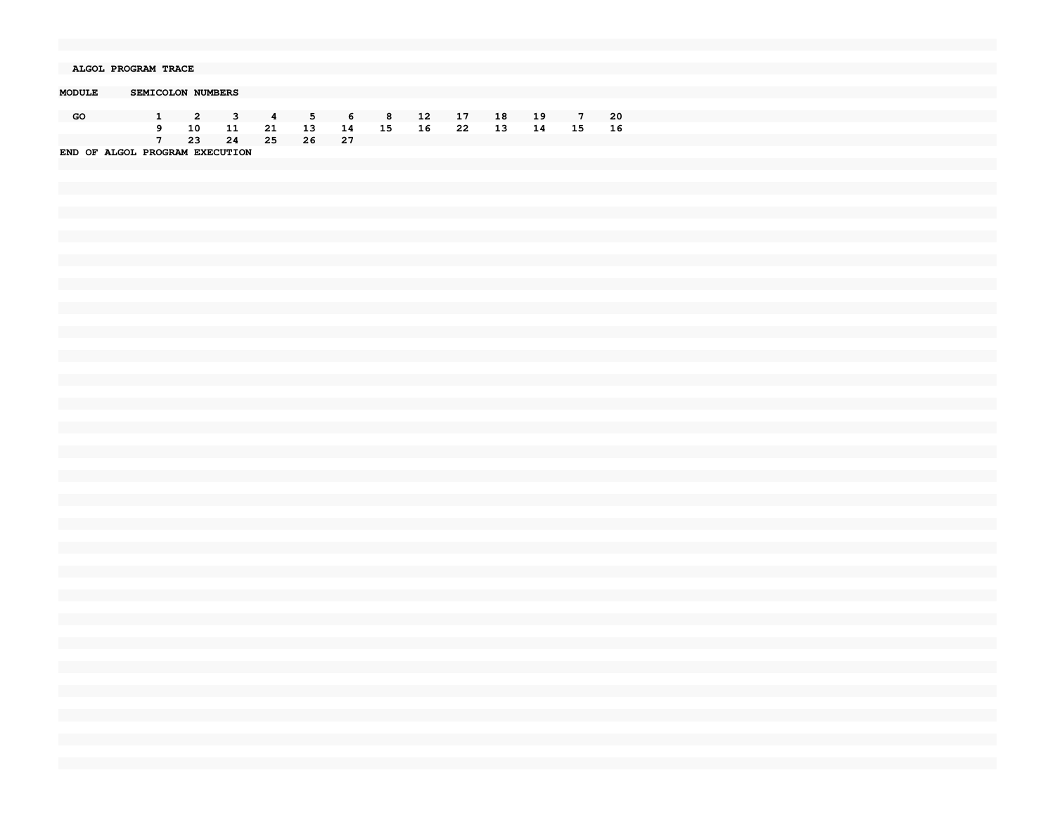```
  ALGOL PROGRAM TRACE

MODULE     SEMICOLON NUMBERS

  GO            1     2     3     4     5     6     8    12    17    18    19     7    20
                9    10    11    21    13    14    15    16    22    13    14    15    16
                7    23    24    25    26    27
END OF ALGOL PROGRAM EXECUTION
```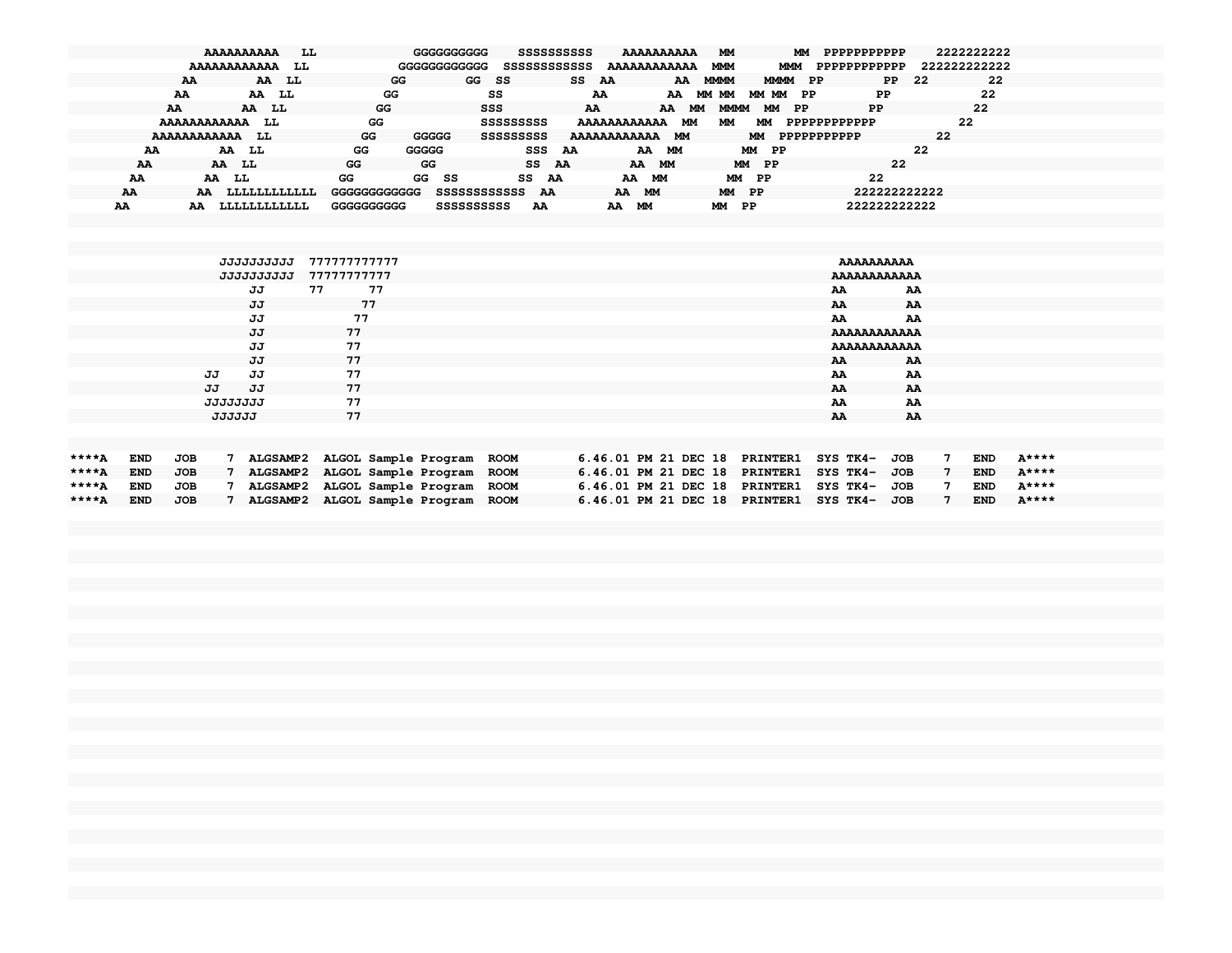```
               AAAAAAAAAA   LL            GGGGGGGGGG    SSSSSSSSSS    AAAAAAAAAA   MM        MM  PPPPPPPPPPP    2222222222
             AAAAAAAAAAAA  LL           GGGGGGGGGGGG  SSSSSSSSSSSS  AAAAAAAAAAAA  MMM      MMM  PPPPPPPPPPPP  222222222222
            AA        AA  LL          GG        GG  SS        SS  AA        AA  MMMM    MMMM  PP        PP  22        22
           AA        AA  LL          GG            SS            AA        AA  MM MM  MM MM  PP        PP            22
          AA        AA  LL          GG            SSS           AA        AA  MM  MMMM  MM  PP        PP            22
         AAAAAAAAAAAA  LL          GG             SSSSSSSSS    AAAAAAAAAAAA  MM    MM    MM  PPPPPPPPPPPP          22
        AAAAAAAAAAAA  LL          GG     GGGGG    SSSSSSSSS   AAAAAAAAAAAA  MM          MM  PPPPPPPPPPP          22
       AA        AA  LL          GG     GGGGG           SSS  AA        AA  MM          MM  PP                   22
      AA        AA  LL          GG        GG            SS  AA        AA  MM          MM  PP                  22
     AA        AA  LL          GG        GG  SS        SS  AA        AA  MM          MM  PP                  22
    AA        AA  LLLLLLLLLLL  GGGGGGGGGGGG  SSSSSSSSSSSS  AA        AA  MM          MM  PP                222222222222
   AA        AA  LLLLLLLLLLL  GGGGGGGGGG    SSSSSSSSSS   AA        AA  MM          MM  PP                222222222222


                    JJJJJJJJJJ  777777777777                                                                     AAAAAAAAAA
                    JJJJJJJJJJ  77777777777                                                                     AAAAAAAAAAAA
                        JJ      77      77                                                                      AA        AA
                        JJ             77                                                                       AA        AA
                        JJ            77                                                                        AA        AA
                        JJ           77                                                                         AAAAAAAAAAAA
                        JJ           77                                                                         AAAAAAAAAAAA
                        JJ           77                                                                         AA        AA
                  JJ    JJ           77                                                                         AA        AA
                  JJ    JJ           77                                                                         AA        AA
                  JJJJJJJJ           77                                                                         AA        AA
                   JJJJJJ            77                                                                         AA        AA

****A   END   JOB    7  ALGSAMP2  ALGOL Sample Program  ROOM       6.46.01 PM 21 DEC 18  PRINTER1  SYS TK4-  JOB    7  END   A****
****A   END   JOB    7  ALGSAMP2  ALGOL Sample Program  ROOM       6.46.01 PM 21 DEC 18  PRINTER1  SYS TK4-  JOB    7  END   A****
****A   END   JOB    7  ALGSAMP2  ALGOL Sample Program  ROOM       6.46.01 PM 21 DEC 18  PRINTER1  SYS TK4-  JOB    7  END   A****
****A   END   JOB    7  ALGSAMP2  ALGOL Sample Program  ROOM       6.46.01 PM 21 DEC 18  PRINTER1  SYS TK4-  JOB    7  END   A****
```